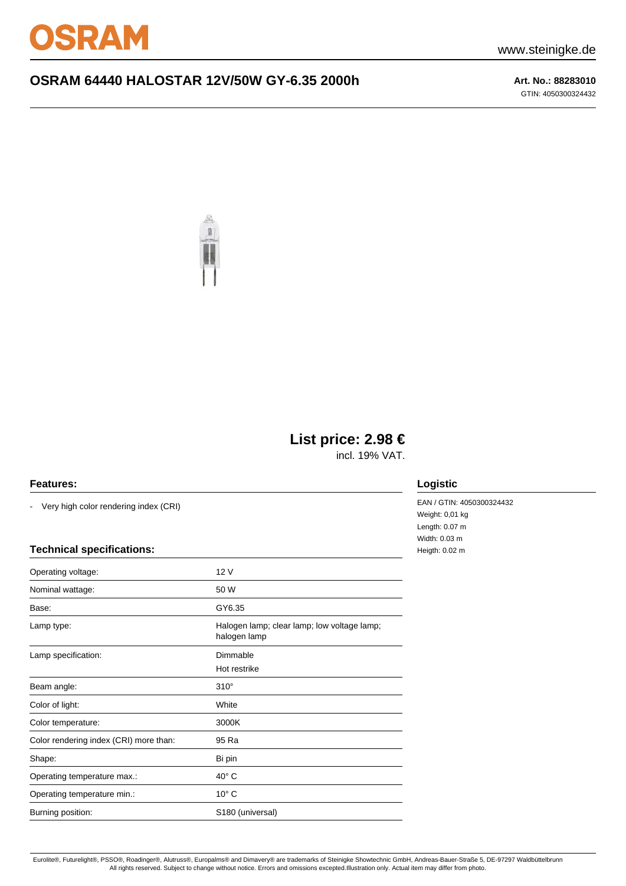OSRAM

www.steinigke.de

# OSRAM 64440 HALOSTAR 12V/50W GY-6.35 2000h

**Art. No.: 88283010**

GTIN: 4050300324432

## List price: 2.98 €

incl. 19% VAT.

### Features:

- Very high color rendering index (CRI)

### Technical specifications:

| | |
|---|---|
| Operating voltage: | 12 V |
| Nominal wattage: | 50 W |
| Base: | GY6.35 |
| Lamp type: | Halogen lamp; clear lamp; low voltage lamp; halogen lamp |
| Lamp specification: | Dimmable<br>Hot restrike |
| Beam angle: | 310° |
| Color of light: | White |
| Color temperature: | 3000K |
| Color rendering index (CRI) more than: | 95 Ra |
| Shape: | Bi pin |
| Operating temperature max.: | 40° C |
| Operating temperature min.: | 10° C |
| Burning position: | S180 (universal) |

### Logistic

EAN / GTIN: 4050300324432
Weight: 0,01 kg
Length: 0.07 m
Width: 0.03 m
Heigth: 0.02 m

Eurolite®, Futurelight®, PSSO®, Roadinger®, Alutruss®, Europalms® and Dimavery® are trademarks of Steinigke Showtechnic GmbH, Andreas-Bauer-Straße 5, DE-97297 Waldbüttelbrunn
All rights reserved. Subject to change without notice. Errors and omissions excepted.Illustration only. Actual item may differ from photo.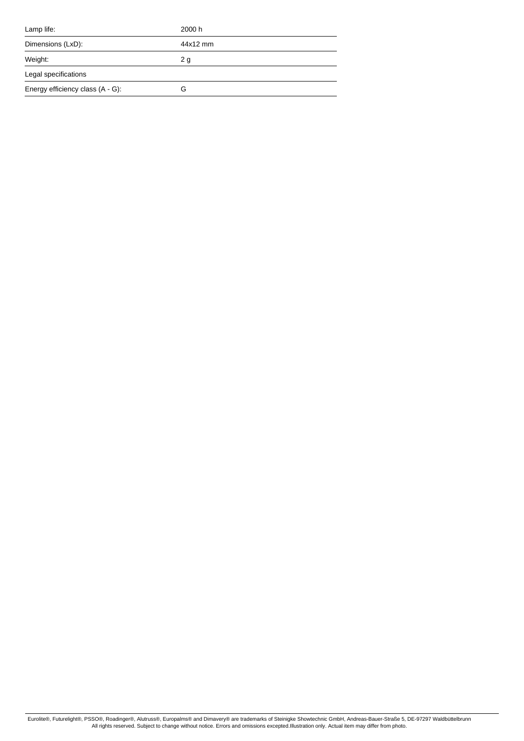| | |
|---|---|
| Lamp life: | 2000 h |
| Dimensions (LxD): | 44x12 mm |
| Weight: | 2 g |
| Legal specifications | |
| Energy efficiency class (A - G): | G |